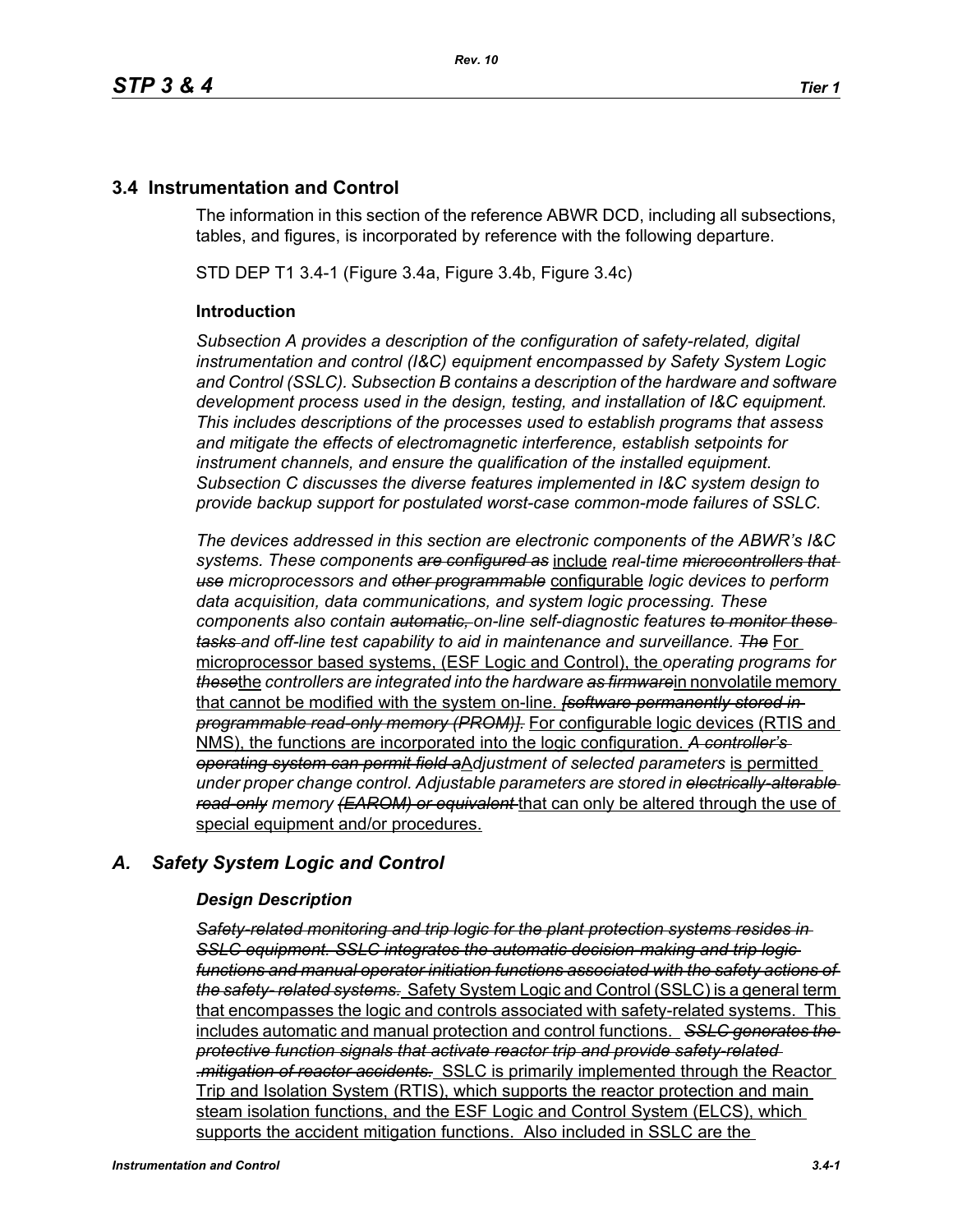## 3.4 Instrumentation and Control

The information in this section of the reference ABWR DCD, including all subsections, tables, and figures, is incorporated by reference with the following departure.

STD DEP T1 3.4-1 (Figure 3.4a, Figure 3.4b, Figure 3.4c)

### Introduction

*Subsection A provides a description of the configuration of safety-related, digital instrumentation and control (I&C) equipment encompassed by Safety System Logic and Control (SSLC). Subsection B contains a description of the hardware and software development process used in the design, testing, and installation of I&C equipment. This includes descriptions of the processes used to establish programs that assess and mitigate the effects of electromagnetic interference, establish setpoints for instrument channels, and ensure the qualification of the installed equipment. Subsection C discusses the diverse features implemented in I&C system design to provide backup support for postulated worst-case common-mode failures of SSLC.*

*The devices addressed in this section are electronic components of the ABWR's I&C systems. These components ~~are configured as~~* include *real-time ~~microcontrollers that use~~ microprocessors and ~~other programmable~~* configurable *logic devices to perform data acquisition, data communications, and system logic processing. These components also contain ~~automatic,~~ on-line self-diagnostic features ~~to monitor these tasks~~ and off-line test capability to aid in maintenance and surveillance. ~~The~~* For microprocessor based systems, (ESF Logic and Control), the *operating programs for ~~these~~*the *controllers are integrated into the hardware ~~as firmware~~*in nonvolatile memory that cannot be modified with the system on-line. *~~[software permanently stored in programmable read-only memory (PROM)].~~* For configurable logic devices (RTIS and NMS), the functions are incorporated into the logic configuration. *~~A controller's operating system can permit field a~~*A*djustment of selected parameters* is permitted *under proper change control. Adjustable parameters are stored in ~~electrically-alterable read-only~~ memory ~~(EAROM) or equivalent~~* that can only be altered through the use of special equipment and/or procedures.

## *A. Safety System Logic and Control*

### *Design Description*

*~~Safety-related monitoring and trip logic for the plant protection systems resides in SSLC equipment. SSLC integrates the automatic decision-making and trip logic functions and manual operator initiation functions associated with the safety actions of the safety- related systems.~~* Safety System Logic and Control (SSLC) is a general term that encompasses the logic and controls associated with safety-related systems. This includes automatic and manual protection and control functions. *~~SSLC generates the protective function signals that activate reactor trip and provide safety-related .mitigation of reactor accidents.~~* SSLC is primarily implemented through the Reactor Trip and Isolation System (RTIS), which supports the reactor protection and main steam isolation functions, and the ESF Logic and Control System (ELCS), which supports the accident mitigation functions. Also included in SSLC are the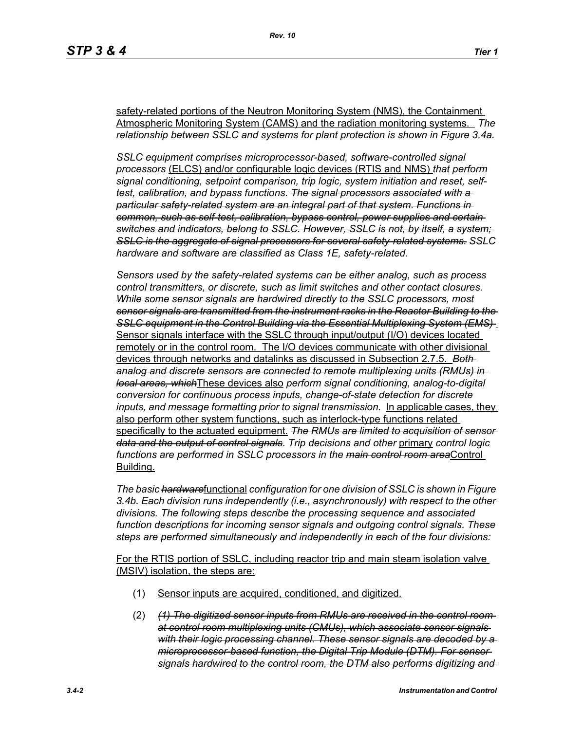safety-related portions of the Neutron Monitoring System (NMS), the Containment Atmospheric Monitoring System (CAMS) and the radiation monitoring systems. *The relationship between SSLC and systems for plant protection is shown in Figure 3.4a.*

*SSLC equipment comprises microprocessor-based, software-controlled signal processors* (ELCS) and/or configurable logic devices (RTIS and NMS) *that perform signal conditioning, setpoint comparison, trip logic, system initiation and reset, self-test, ~~calibration,~~ and bypass functions. ~~The signal processors associated with a particular safety-related system are an integral part of that system. Functions in common, such as self-test, calibration, bypass control, power supplies and certain switches and indicators, belong to SSLC. However, SSLC is not, by itself, a system; SSLC is the aggregate of signal processors for several safety-related systems.~~ SSLC hardware and software are classified as Class 1E, safety-related.*

*Sensors used by the safety-related systems can be either analog, such as process control transmitters, or discrete, such as limit switches and other contact closures. ~~While some sensor signals are hardwired directly to the SSLC processors, most sensor signals are transmitted from the instrument racks in the Reactor Building to the SSLC equipment in the Control Building via the Essential Multiplexing System (EMS)~~* Sensor signals interface with the SSLC through input/output (I/O) devices located remotely or in the control room. The I/O devices communicate with other divisional devices through networks and datalinks as discussed in Subsection 2.7.5. *~~Both analog and discrete sensors are connected to remote multiplexing units (RMUs) in local areas, which~~*These devices also *perform signal conditioning, analog-to-digital conversion for continuous process inputs, change-of-state detection for discrete inputs, and message formatting prior to signal transmission.* In applicable cases, they also perform other system functions, such as interlock-type functions related specifically to the actuated equipment. *~~The RMUs are limited to acquisition of sensor data and the output of control signals~~. Trip decisions and other* primary *control logic functions are performed in SSLC processors in the ~~main control room area~~*Control Building.

*The basic ~~hardware~~*functional *configuration for one division of SSLC is shown in Figure 3.4b. Each division runs independently (i.e., asynchronously) with respect to the other divisions. The following steps describe the processing sequence and associated function descriptions for incoming sensor signals and outgoing control signals. These steps are performed simultaneously and independently in each of the four divisions:*

For the RTIS portion of SSLC, including reactor trip and main steam isolation valve (MSIV) isolation, the steps are:

(1) Sensor inputs are acquired, conditioned, and digitized.

(2) *~~(1) The digitized sensor inputs from RMUs are received in the control room at control room multiplexing units (CMUs), which associate sensor signals with their logic processing channel. These sensor signals are decoded by a microprocessor-based function, the Digital Trip Module (DTM). For sensor signals hardwired to the control room, the DTM also performs digitizing and~~*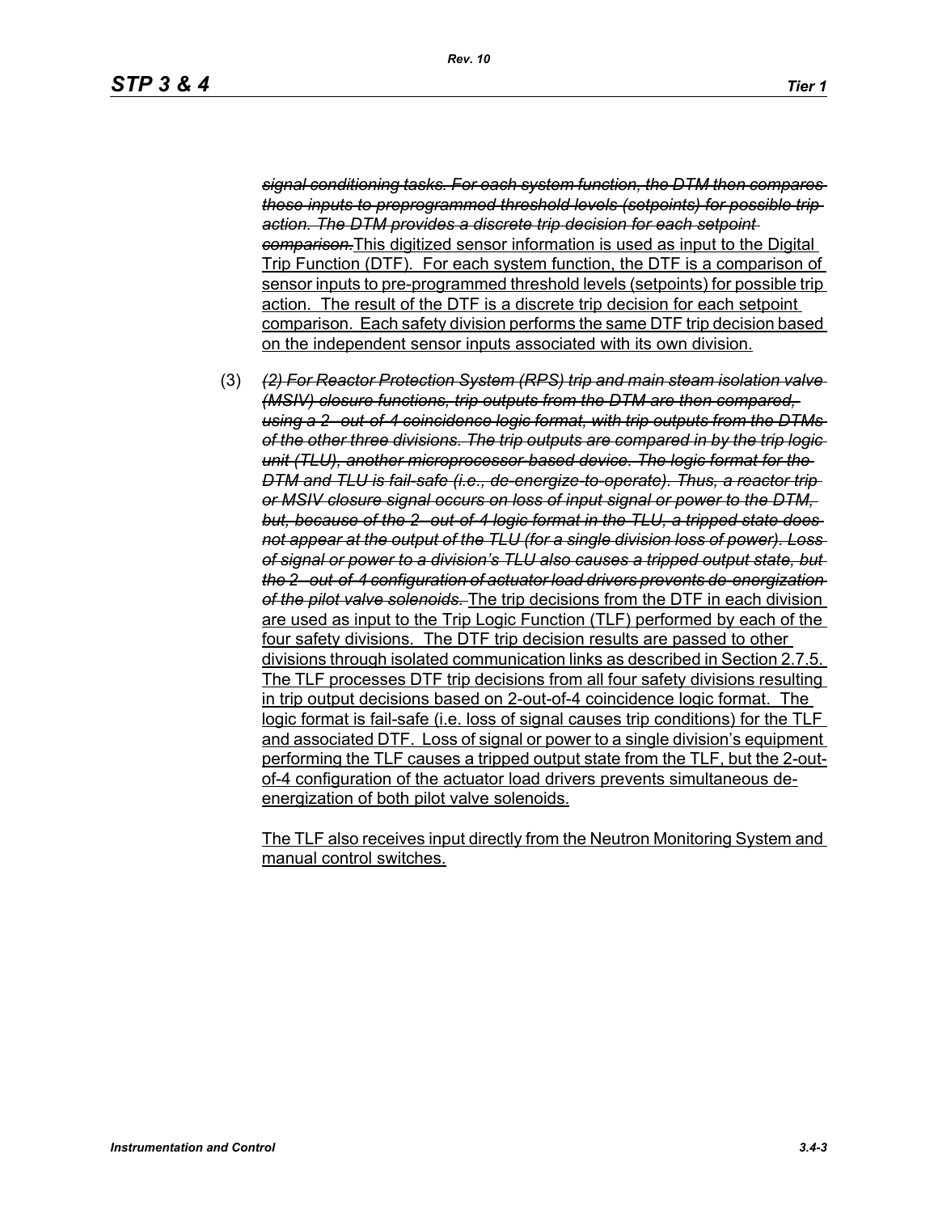~~*signal conditioning tasks. For each system function, the DTM then compares these inputs to preprogrammed threshold levels (setpoints) for possible trip action. The DTM provides a discrete trip decision for each setpoint comparison.*~~<u>This digitized sensor information is used as input to the Digital Trip Function (DTF). For each system function, the DTF is a comparison of sensor inputs to pre-programmed threshold levels (setpoints) for possible trip action. The result of the DTF is a discrete trip decision for each setpoint comparison. Each safety division performs the same DTF trip decision based on the independent sensor inputs associated with its own division.</u>

(3) ~~*(2) For Reactor Protection System (RPS) trip and main steam isolation valve (MSIV) closure functions, trip outputs from the DTM are then compared, using a 2-out-of-4 coincidence logic format, with trip outputs from the DTMs of the other three divisions. The trip outputs are compared in by the trip logic unit (TLU), another microprocessor-based device. The logic format for the DTM and TLU is fail-safe (i.e., de-energize-to-operate). Thus, a reactor trip or MSIV closure signal occurs on loss of input signal or power to the DTM, but, because of the 2-out-of-4 logic format in the TLU, a tripped state does not appear at the output of the TLU (for a single division loss of power). Loss of signal or power to a division's TLU also causes a tripped output state, but the 2-out-of-4 configuration of actuator load drivers prevents de-energization of the pilot valve solenoids.*~~ <u>The trip decisions from the DTF in each division are used as input to the Trip Logic Function (TLF) performed by each of the four safety divisions. The DTF trip decision results are passed to other divisions through isolated communication links as described in Section 2.7.5. The TLF processes DTF trip decisions from all four safety divisions resulting in trip output decisions based on 2-out-of-4 coincidence logic format. The logic format is fail-safe (i.e. loss of signal causes trip conditions) for the TLF and associated DTF. Loss of signal or power to a single division's equipment performing the TLF causes a tripped output state from the TLF, but the 2-out-of-4 configuration of the actuator load drivers prevents simultaneous de-energization of both pilot valve solenoids.</u>

<u>The TLF also receives input directly from the Neutron Monitoring System and manual control switches.</u>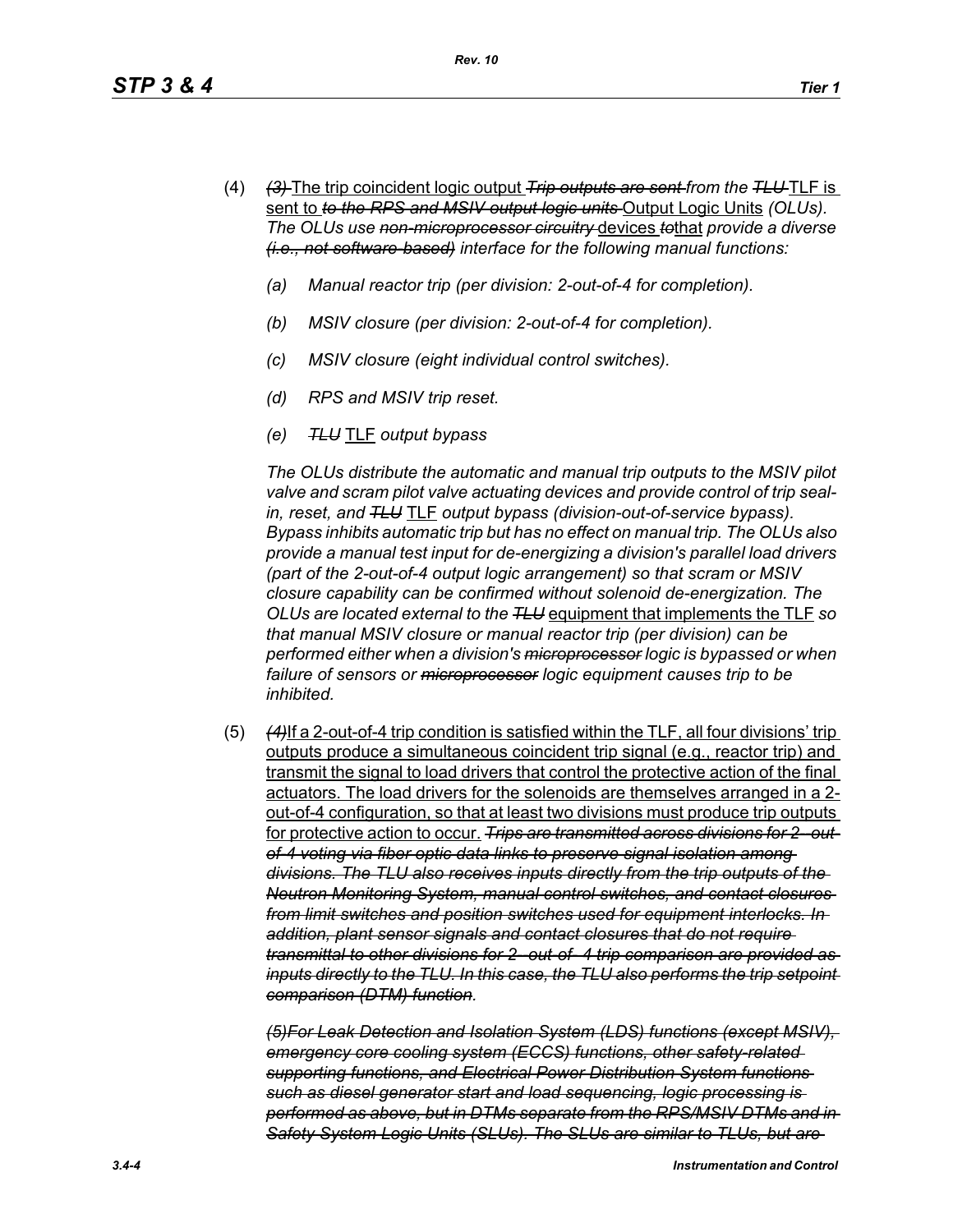(4) ~~*(3)*~~ The trip coincident logic output ~~*Trip outputs are sent*~~ *from the* ~~*TLU*~~ TLF is sent to ~~*to the RPS and MSIV output logic units*~~ Output Logic Units *(OLUs). The OLUs use* ~~*non-microprocessor circuitry*~~ devices ~~*to*~~that *provide a diverse* ~~*(i.e., not software-based)*~~ *interface for the following manual functions:*

*(a) Manual reactor trip (per division: 2-out-of-4 for completion).*

*(b) MSIV closure (per division: 2-out-of-4 for completion).*

*(c) MSIV closure (eight individual control switches).*

*(d) RPS and MSIV trip reset.*

*(e)* ~~*TLU*~~ TLF *output bypass*

*The OLUs distribute the automatic and manual trip outputs to the MSIV pilot valve and scram pilot valve actuating devices and provide control of trip seal-in, reset, and* ~~*TLU*~~ TLF *output bypass (division-out-of-service bypass). Bypass inhibits automatic trip but has no effect on manual trip. The OLUs also provide a manual test input for de-energizing a division's parallel load drivers (part of the 2-out-of-4 output logic arrangement) so that scram or MSIV closure capability can be confirmed without solenoid de-energization. The OLUs are located external to the* ~~*TLU*~~ equipment that implements the TLF *so that manual MSIV closure or manual reactor trip (per division) can be performed either when a division's* ~~*microprocessor*~~ *logic is bypassed or when failure of sensors or* ~~*microprocessor*~~ *logic equipment causes trip to be inhibited.*

(5) ~~*(4)*~~If a 2-out-of-4 trip condition is satisfied within the TLF, all four divisions' trip outputs produce a simultaneous coincident trip signal (e.g., reactor trip) and transmit the signal to load drivers that control the protective action of the final actuators. The load drivers for the solenoids are themselves arranged in a 2-out-of-4 configuration, so that at least two divisions must produce trip outputs for protective action to occur. ~~*Trips are transmitted across divisions for 2- out-of-4 voting via fiber optic data links to preserve signal isolation among divisions. The TLU also receives inputs directly from the trip outputs of the Neutron Monitoring System, manual control switches, and contact closures from limit switches and position switches used for equipment interlocks. In addition, plant sensor signals and contact closures that do not require transmittal to other divisions for 2- out-of- 4 trip comparison are provided as inputs directly to the TLU. In this case, the TLU also performs the trip setpoint comparison (DTM) function*~~*.*

~~*(5)For Leak Detection and Isolation System (LDS) functions (except MSIV), emergency core cooling system (ECCS) functions, other safety-related supporting functions, and Electrical Power Distribution System functions such as diesel generator start and load sequencing, logic processing is performed as above, but in DTMs separate from the RPS/MSIV DTMs and in Safety System Logic Units (SLUs). The SLUs are similar to TLUs, but are*~~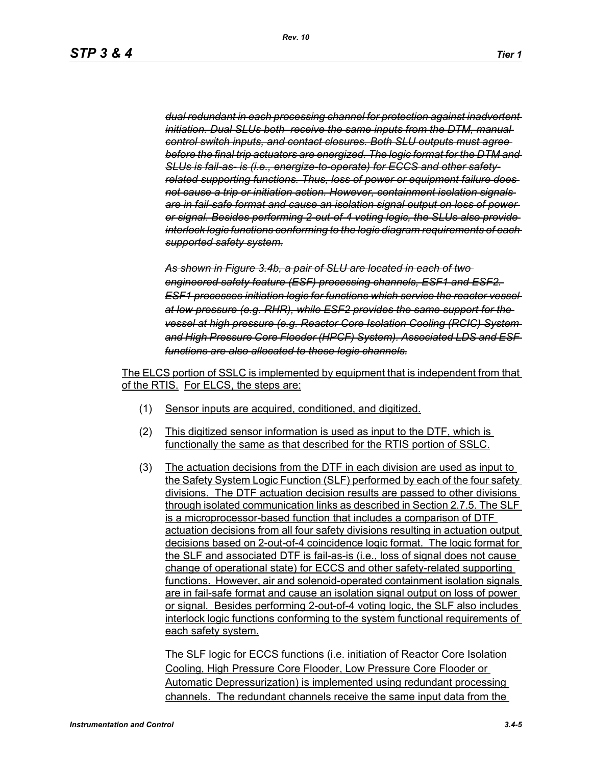~~*dual redundant in each processing channel for protection against inadvertent initiation. Dual SLUs both receive the same inputs from the DTM, manual control switch inputs, and contact closures. Both SLU outputs must agree before the final trip actuators are energized. The logic format for the DTM and SLUs is fail-as- is (i.e., energize-to-operate) for ECCS and other safety-related supporting functions. Thus, loss of power or equipment failure does not cause a trip or initiation action. However, containment isolation signals are in fail-safe format and cause an isolation signal output on loss of power or signal. Besides performing 2-out-of-4 voting logic, the SLUs also provide interlock logic functions conforming to the logic diagram requirements of each supported safety system.*~~

~~*As shown in Figure 3.4b, a pair of SLU are located in each of two engineered safety feature (ESF) processing channels, ESF1 and ESF2. ESF1 processes initiation logic for functions which service the reactor vessel at low pressure (e.g. RHR), while ESF2 provides the same support for the vessel at high pressure (e.g. Reactor Core Isolation Cooling (RCIC) System and High Pressure Core Flooder (HPCF) System). Associated LDS and ESF functions are also allocated to these logic channels.*~~

<u>The ELCS portion of SSLC is implemented by equipment that is independent from that of the RTIS. For ELCS, the steps are:</u>

(1) <u>Sensor inputs are acquired, conditioned, and digitized.</u>

(2) <u>This digitized sensor information is used as input to the DTF, which is functionally the same as that described for the RTIS portion of SSLC.</u>

(3) <u>The actuation decisions from the DTF in each division are used as input to the Safety System Logic Function (SLF) performed by each of the four safety divisions. The DTF actuation decision results are passed to other divisions through isolated communication links as described in Section 2.7.5. The SLF is a microprocessor-based function that includes a comparison of DTF actuation decisions from all four safety divisions resulting in actuation output decisions based on 2-out-of-4 coincidence logic format. The logic format for the SLF and associated DTF is fail-as-is (i.e., loss of signal does not cause change of operational state) for ECCS and other safety-related supporting functions. However, air and solenoid-operated containment isolation signals are in fail-safe format and cause an isolation signal output on loss of power or signal. Besides performing 2-out-of-4 voting logic, the SLF also includes interlock logic functions conforming to the system functional requirements of each safety system.</u>

<u>The SLF logic for ECCS functions (i.e. initiation of Reactor Core Isolation Cooling, High Pressure Core Flooder, Low Pressure Core Flooder or Automatic Depressurization) is implemented using redundant processing channels. The redundant channels receive the same input data from the</u>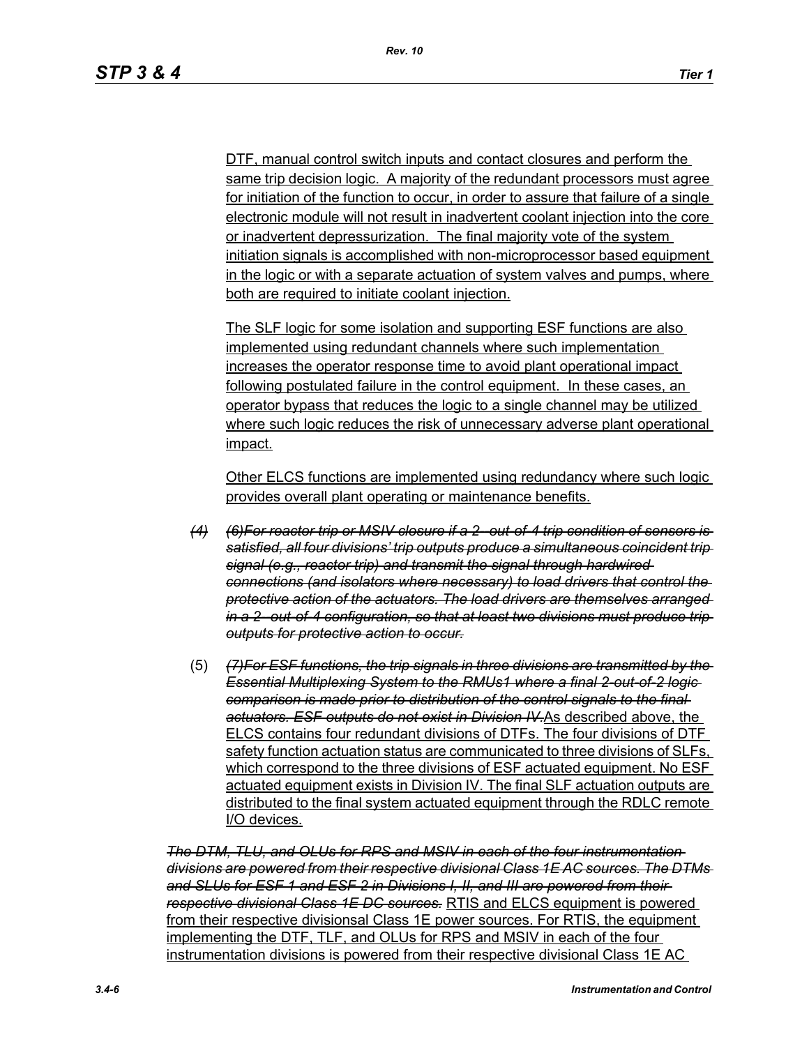DTF, manual control switch inputs and contact closures and perform the same trip decision logic. A majority of the redundant processors must agree for initiation of the function to occur, in order to assure that failure of a single electronic module will not result in inadvertent coolant injection into the core or inadvertent depressurization. The final majority vote of the system initiation signals is accomplished with non-microprocessor based equipment in the logic or with a separate actuation of system valves and pumps, where both are required to initiate coolant injection.

The SLF logic for some isolation and supporting ESF functions are also implemented using redundant channels where such implementation increases the operator response time to avoid plant operational impact following postulated failure in the control equipment. In these cases, an operator bypass that reduces the logic to a single channel may be utilized where such logic reduces the risk of unnecessary adverse plant operational impact.

Other ELCS functions are implemented using redundancy where such logic provides overall plant operating or maintenance benefits.

~~*(4)*~~ ~~*(6)For reactor trip or MSIV closure if a 2-out-of-4 trip condition of sensors is satisfied, all four divisions' trip outputs produce a simultaneous coincident trip signal (e.g., reactor trip) and transmit the signal through hardwired connections (and isolators where necessary) to load drivers that control the protective action of the actuators. The load drivers are themselves arranged in a 2-out-of-4 configuration, so that at least two divisions must produce trip outputs for protective action to occur.*~~

(5) ~~*(7)For ESF functions, the trip signals in three divisions are transmitted by the Essential Multiplexing System to the RMUs1 where a final 2-out-of-2 logic comparison is made prior to distribution of the control signals to the final actuators. ESF outputs do not exist in Division IV.*~~As described above, the ELCS contains four redundant divisions of DTFs. The four divisions of DTF safety function actuation status are communicated to three divisions of SLFs, which correspond to the three divisions of ESF actuated equipment. No ESF actuated equipment exists in Division IV. The final SLF actuation outputs are distributed to the final system actuated equipment through the RDLC remote I/O devices.

~~*The DTM, TLU, and OLUs for RPS and MSIV in each of the four instrumentation divisions are powered from their respective divisional Class 1E AC sources. The DTMs and SLUs for ESF-1 and ESF-2 in Divisions I, II, and III are powered from their respective divisional Class 1E DC sources.*~~ RTIS and ELCS equipment is powered from their respective divisionsal Class 1E power sources. For RTIS, the equipment implementing the DTF, TLF, and OLUs for RPS and MSIV in each of the four instrumentation divisions is powered from their respective divisional Class 1E AC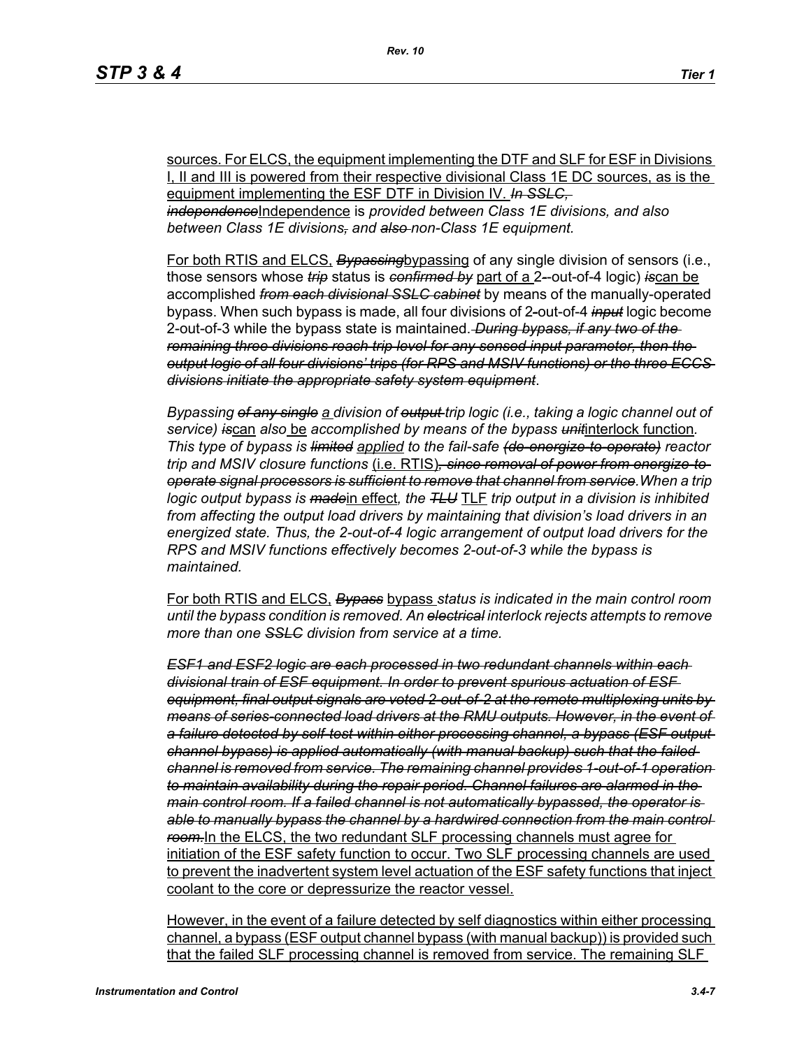sources. For ELCS, the equipment implementing the DTF and SLF for ESF in Divisions I, II and III is powered from their respective divisional Class 1E DC sources, as is the equipment implementing the ESF DTF in Division IV. ~~*In SSLC, independence*~~Independence is *provided between Class 1E divisions, and also between Class 1E divisions~~,~~ and ~~also~~ non-Class 1E equipment.*

For both RTIS and ELCS, ~~*Bypassing*~~bypassing of any single division of sensors (i.e., those sensors whose ~~*trip*~~ status is ~~*confirmed by*~~ part of a 2-out-of-4 logic) ~~*is*~~can be accomplished ~~*from each divisional SSLC cabinet*~~ by means of the manually-operated bypass. When such bypass is made, all four divisions of 2-out-of-4 ~~*input*~~ logic become 2-out-of-3 while the bypass state is maintained. ~~*During bypass, if any two of the remaining three divisions reach trip level for any sensed input parameter, then the output logic of all four divisions' trips (for RPS and MSIV functions) or the three ECCS divisions initiate the appropriate safety system equipment*~~.

*Bypassing ~~of any single~~ a division of ~~output~~ trip logic (i.e., taking a logic channel out of service) ~~is~~*can *also* be *accomplished by means of the bypass ~~unit~~*interlock function*. This type of bypass is ~~limited~~ applied to the fail-safe ~~(de-energize-to-operate)~~ reactor trip and MSIV closure functions* (i.e. RTIS)*~~, since removal of power from energize-to-operate signal processors is sufficient to remove that channel from service~~.When a trip logic output bypass is ~~made~~*in effect*, the ~~TLU~~* TLF *trip output in a division is inhibited from affecting the output load drivers by maintaining that division's load drivers in an energized state. Thus, the 2-out-of-4 logic arrangement of output load drivers for the RPS and MSIV functions effectively becomes 2-out-of-3 while the bypass is maintained.*

For both RTIS and ELCS, ~~*Bypass*~~ bypass *status is indicated in the main control room until the bypass condition is removed. An ~~electrical~~ interlock rejects attempts to remove more than one ~~SSLC~~ division from service at a time.*

~~*ESF1 and ESF2 logic are each processed in two redundant channels within each divisional train of ESF equipment. In order to prevent spurious actuation of ESF equipment, final output signals are voted 2-out-of-2 at the remote multiplexing units by means of series-connected load drivers at the RMU outputs. However, in the event of a failure detected by self-test within either processing channel, a bypass (ESF output channel bypass) is applied automatically (with manual backup) such that the failed channel is removed from service. The remaining channel provides 1-out-of-1 operation to maintain availability during the repair period. Channel failures are alarmed in the main control room. If a failed channel is not automatically bypassed, the operator is able to manually bypass the channel by a hardwired connection from the main control room.*~~In the ELCS, the two redundant SLF processing channels must agree for initiation of the ESF safety function to occur. Two SLF processing channels are used to prevent the inadvertent system level actuation of the ESF safety functions that inject coolant to the core or depressurize the reactor vessel.

However, in the event of a failure detected by self diagnostics within either processing channel, a bypass (ESF output channel bypass (with manual backup)) is provided such that the failed SLF processing channel is removed from service. The remaining SLF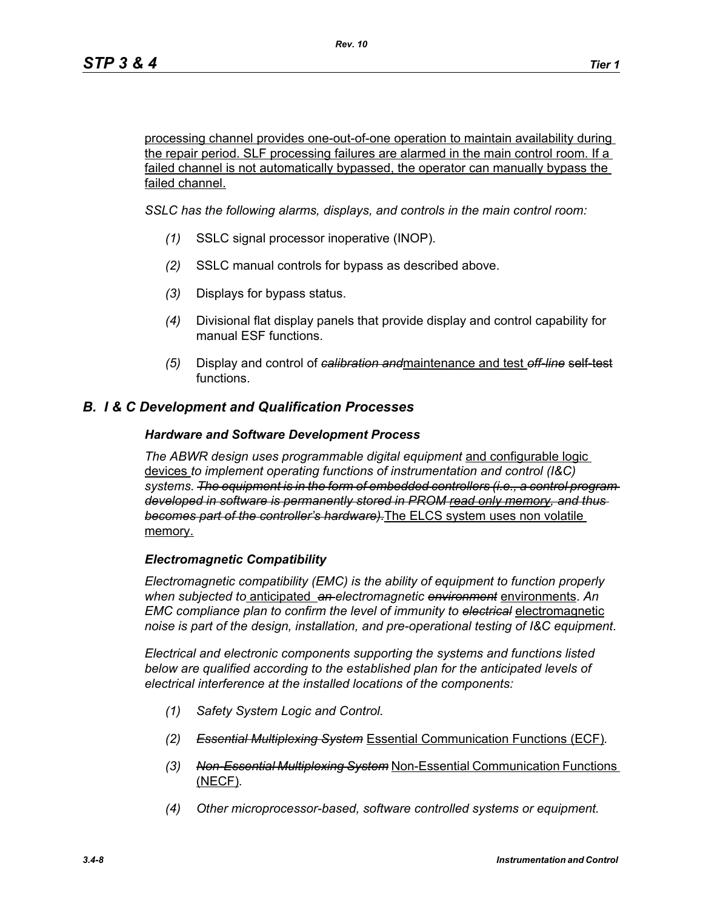processing channel provides one-out-of-one operation to maintain availability during the repair period. SLF processing failures are alarmed in the main control room. If a failed channel is not automatically bypassed, the operator can manually bypass the failed channel.

*SSLC has the following alarms, displays, and controls in the main control room:*

*(1)* SSLC signal processor inoperative (INOP).

*(2)* SSLC manual controls for bypass as described above.

*(3)* Displays for bypass status.

*(4)* Divisional flat display panels that provide display and control capability for manual ESF functions.

*(5)* Display and control of ~~*calibration and*~~maintenance and test ~~*off-line*~~ ~~self-test~~ functions.

## *B. I & C Development and Qualification Processes*

### *Hardware and Software Development Process*

*The ABWR design uses programmable digital equipment* and configurable logic devices *to implement operating functions of instrumentation and control (I&C) systems.* ~~*The equipment is in the form of embedded controllers (i.e., a control program developed in software is permanently stored in PROM read only memory, and thus becomes part of the controller's hardware).*~~The ELCS system uses non volatile memory.

### *Electromagnetic Compatibility*

*Electromagnetic compatibility (EMC) is the ability of equipment to function properly when subjected to* anticipated ~~*an*~~ *electromagnetic* ~~*environment*~~ environments*. An EMC compliance plan to confirm the level of immunity to* ~~*electrical*~~ electromagnetic *noise is part of the design, installation, and pre-operational testing of I&C equipment*.

*Electrical and electronic components supporting the systems and functions listed below are qualified according to the established plan for the anticipated levels of electrical interference at the installed locations of the components:*

*(1) Safety System Logic and Control.*

*(2)* ~~*Essential Multiplexing System*~~ Essential Communication Functions (ECF)*.*

*(3)* ~~*Non-Essential Multiplexing System*~~ Non-Essential Communication Functions (NECF)*.*

*(4) Other microprocessor-based, software controlled systems or equipment.*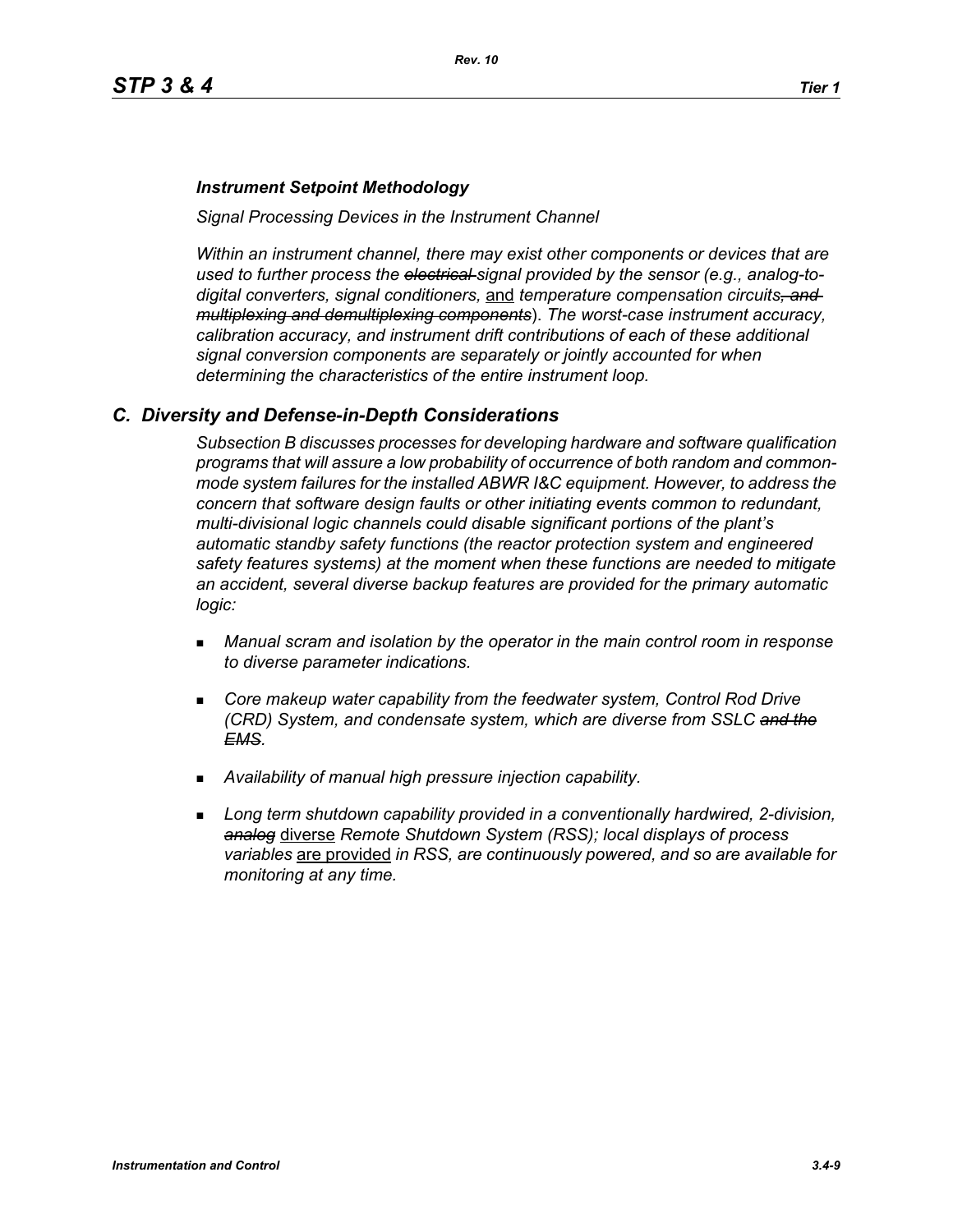***Instrument Setpoint Methodology***

*Signal Processing Devices in the Instrument Channel*

*Within an instrument channel, there may exist other components or devices that are used to further process the ~~electrical~~ signal provided by the sensor (e.g., analog-to-digital converters, signal conditioners,* <u>and</u> *temperature compensation circuits~~, and multiplexing and demultiplexing components~~). The worst-case instrument accuracy, calibration accuracy, and instrument drift contributions of each of these additional signal conversion components are separately or jointly accounted for when determining the characteristics of the entire instrument loop.*

## *C. Diversity and Defense-in-Depth Considerations*

*Subsection B discusses processes for developing hardware and software qualification programs that will assure a low probability of occurrence of both random and common-mode system failures for the installed ABWR I&C equipment. However, to address the concern that software design faults or other initiating events common to redundant, multi-divisional logic channels could disable significant portions of the plant's automatic standby safety functions (the reactor protection system and engineered safety features systems) at the moment when these functions are needed to mitigate an accident, several diverse backup features are provided for the primary automatic logic:*

- *Manual scram and isolation by the operator in the main control room in response to diverse parameter indications.*
- *Core makeup water capability from the feedwater system, Control Rod Drive (CRD) System, and condensate system, which are diverse from SSLC ~~and the EMS~~.*
- *Availability of manual high pressure injection capability.*
- *Long term shutdown capability provided in a conventionally hardwired, 2-division, ~~analog~~* <u>diverse</u> *Remote Shutdown System (RSS); local displays of process variables* <u>are provided</u> *in RSS, are continuously powered, and so are available for monitoring at any time.*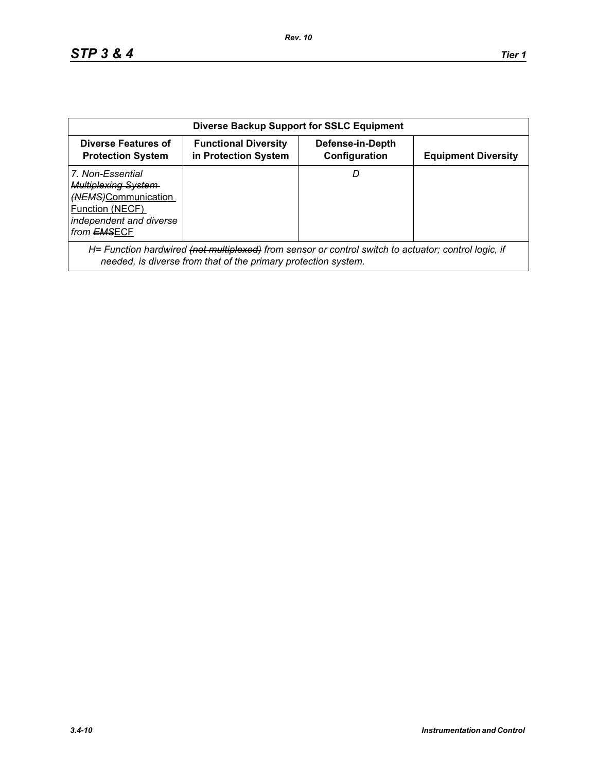| Diverse Backup Support for SSLC Equipment | | | |
|---|---|---|---|
| **Diverse Features of Protection System** | **Functional Diversity in Protection System** | **Defense-in-Depth Configuration** | **Equipment Diversity** |
| *7. Non-Essential ~~Multiplexing System (NEMS)~~*Communication Function (NECF) *independent and diverse from ~~EMS~~*ECF | | *D* | |
| *H= Function hardwired ~~(not multiplexed)~~ from sensor or control switch to actuator; control logic, if needed, is diverse from that of the primary protection system.* | | | |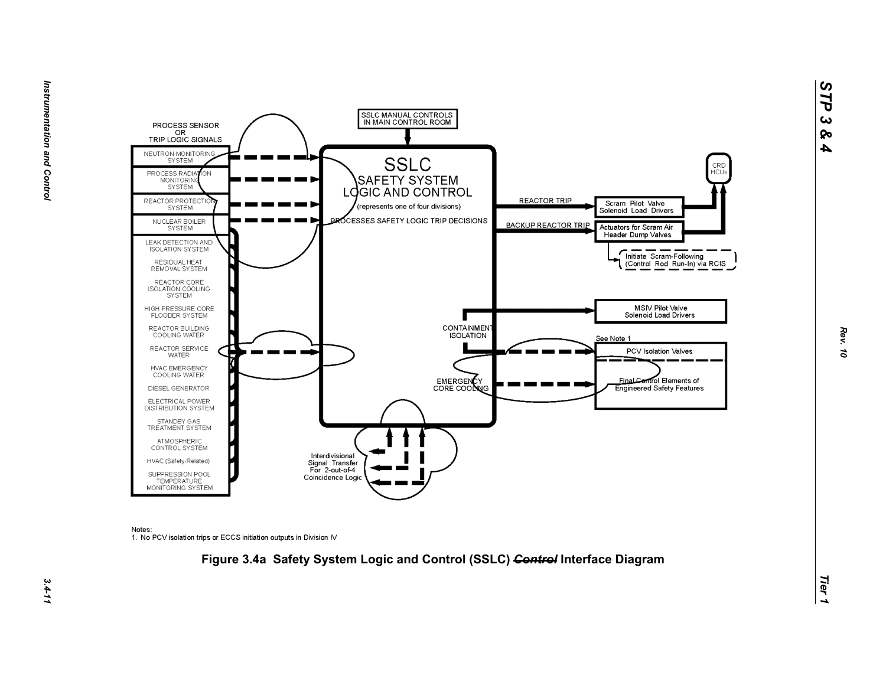PROCESS SENSOR OR TRIP LOGIC SIGNALS

- NEUTRON MONITORING SYSTEM
- PROCESS RADIATION MONITORING SYSTEM
- REACTOR PROTECTION SYSTEM
- NUCLEAR BOILER SYSTEM
- LEAK DETECTION AND ISOLATION SYSTEM
- RESIDUAL HEAT REMOVAL SYSTEM
- REACTOR CORE ISOLATION COOLING SYSTEM
- HIGH PRESSURE CORE FLOODER SYSTEM
- REACTOR BUILDING COOLING WATER
- REACTOR SERVICE WATER
- HVAC EMERGENCY COOLING WATER
- DIESEL GENERATOR
- ELECTRICAL POWER DISTRIBUTION SYSTEM
- STANDBY GAS TREATMENT SYSTEM
- ATMOSPHERIC CONTROL SYSTEM
- HVAC (Safety-Related)
- SUPPRESSION POOL TEMPERATURE MONITORING SYSTEM

SSLC MANUAL CONTROLS IN MAIN CONTROL ROOM

SSLC
SAFETY SYSTEM LOGIC AND CONTROL
(represents one of four divisions)
PROCESSES SAFETY LOGIC TRIP DECISIONS

REACTOR TRIP → Scram Pilot Valve Solenoid Load Drivers → CRD HCUs

BACKUP REACTOR TRIP → Actuators for Scram Air Header Dump Valves → CRD HCUs

Initiate Scram-Following (Control Rod Run-In) via RCIS

CONTAINMENT ISOLATION → MSIV Pilot Valve Solenoid Load Drivers

See Note 1

PCV Isolation Valves

EMERGENCY CORE COOLING → Final Control Elements of Engineered Safety Features

Interdivisional Signal Transfer For 2-out-of-4 Coincidence Logic

Notes:
1. No PCV isolation trips or ECCS initiation outputs in Division IV

**Figure 3.4a Safety System Logic and Control (SSLC) ~~Control~~ Interface Diagram**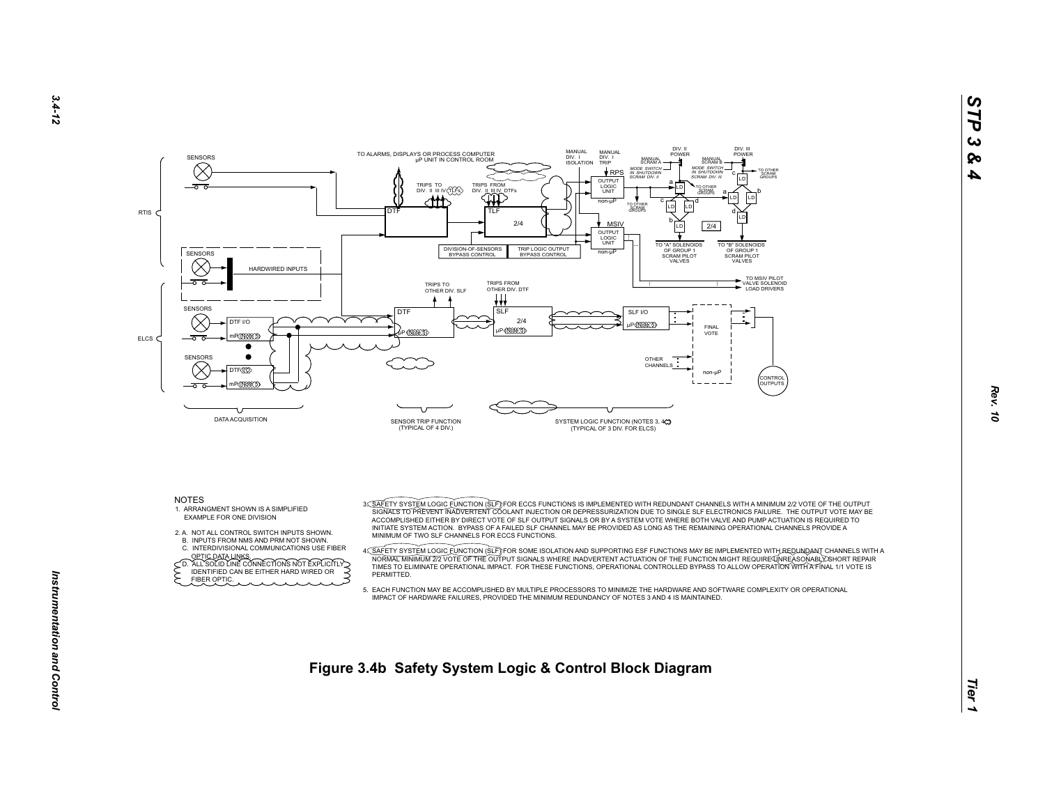NOTES

1. ARRANGMENT SHOWN IS A SIMPLIFIED EXAMPLE FOR ONE DIVISION

2. A. NOT ALL CONTROL SWITCH INPUTS SHOWN.
   B. INPUTS FROM NMS AND PRM NOT SHOWN.
   C. INTERDIVISIONAL COMMUNICATIONS USE FIBER OPTIC DATA LINKS.
   D. ALL SOLID LINE CONNECTIONS NOT EXPLICITLY IDENTIFIED CAN BE EITHER HARD WIRED OR FIBER OPTIC.

3. SAFETY SYSTEM LOGIC FUNCTION (SLF) FOR ECCS FUNCTIONS IS IMPLEMENTED WITH REDUNDANT CHANNELS WITH A MINIMUM 2/2 VOTE OF THE OUTPUT SIGNALS TO PREVENT INADVERTENT COOLANT INJECTION OR DEPRESSURIZATION DUE TO SINGLE SLF ELECTRONICS FAILURE. THE OUTPUT VOTE MAY BE ACCOMPLISHED EITHER BY DIRECT VOTE OF SLF OUTPUT SIGNALS OR BY A SYSTEM VOTE WHERE BOTH VALVE AND PUMP ACTUATION IS REQUIRED TO INITIATE SYSTEM ACTION. BYPASS OF A FAILED SLF CHANNEL MAY BE PROVIDED AS LONG AS THE REMAINING OPERATIONAL CHANNELS PROVIDE A MINIMUM OF TWO SLF CHANNELS FOR ECCS FUNCTIONS.

4. SAFETY SYSTEM LOGIC FUNCTION (SLF) FOR SOME ISOLATION AND SUPPORTING ESF FUNCTIONS MAY BE IMPLEMENTED WITH REDUNDANT CHANNELS WITH A NORMAL MINIMUM 2/2 VOTE OF THE OUTPUT SIGNALS WHERE INADVERTENT ACTUATION OF THE FUNCTION MIGHT REQUIRE UNREASONABLY SHORT REPAIR TIMES TO ELIMINATE OPERATIONAL IMPACT. FOR THESE FUNCTIONS, OPERATIONAL CONTROLLED BYPASS TO ALLOW OPERATION WITH A FINAL 1/1 VOTE IS PERMITTED.

5. EACH FUNCTION MAY BE ACCOMPLISHED BY MULTIPLE PROCESSORS TO MINIMIZE THE HARDWARE AND SOFTWARE COMPLEXITY OR OPERATIONAL IMPACT OF HARDWARE FAILURES, PROVIDED THE MINIMUM REDUNDANCY OF NOTES 3 AND 4 IS MAINTAINED.

**Figure 3.4b Safety System Logic & Control Block Diagram**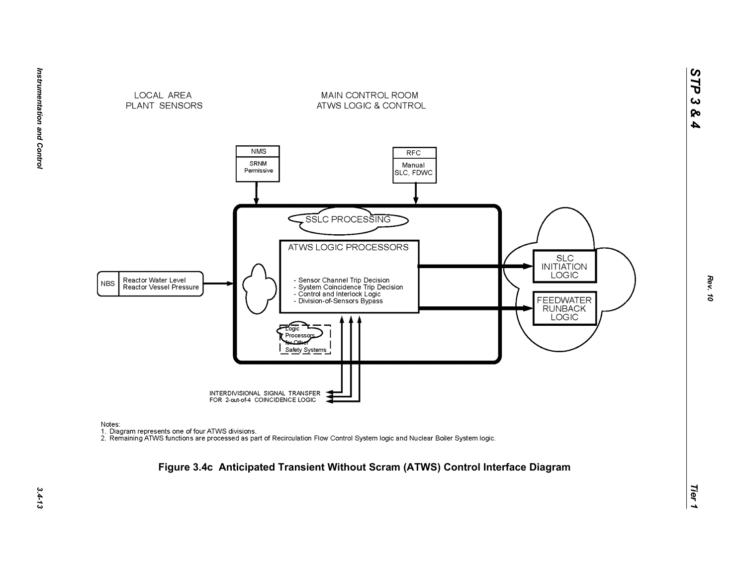LOCAL AREA
PLANT SENSORS

MAIN CONTROL ROOM
ATWS LOGIC & CONTROL

NMS

SRNM
Permissive

RFC

Manual
SLC, FDWC

SSLC PROCESSING

ATWS LOGIC PROCESSORS

- Sensor Channel Trip Decision
- System Coincidence Trip Decision
- Control and Interlock Logic
- Division-of-Sensors Bypass

NBS | Reactor Water Level
Reactor Vessel Pressure

Logic
Processors
for Other
Safety Systems

SLC
INITIATION
LOGIC

FEEDWATER
RUNBACK
LOGIC

INTERDIVISIONAL SIGNAL TRANSFER
FOR 2-out-of-4 COINCIDENCE LOGIC

Notes:
1. Diagram represents one of four ATWS divisions.
2. Remaining ATWS functions are processed as part of Recirculation Flow Control System logic and Nuclear Boiler System logic.

**Figure 3.4c Anticipated Transient Without Scram (ATWS) Control Interface Diagram**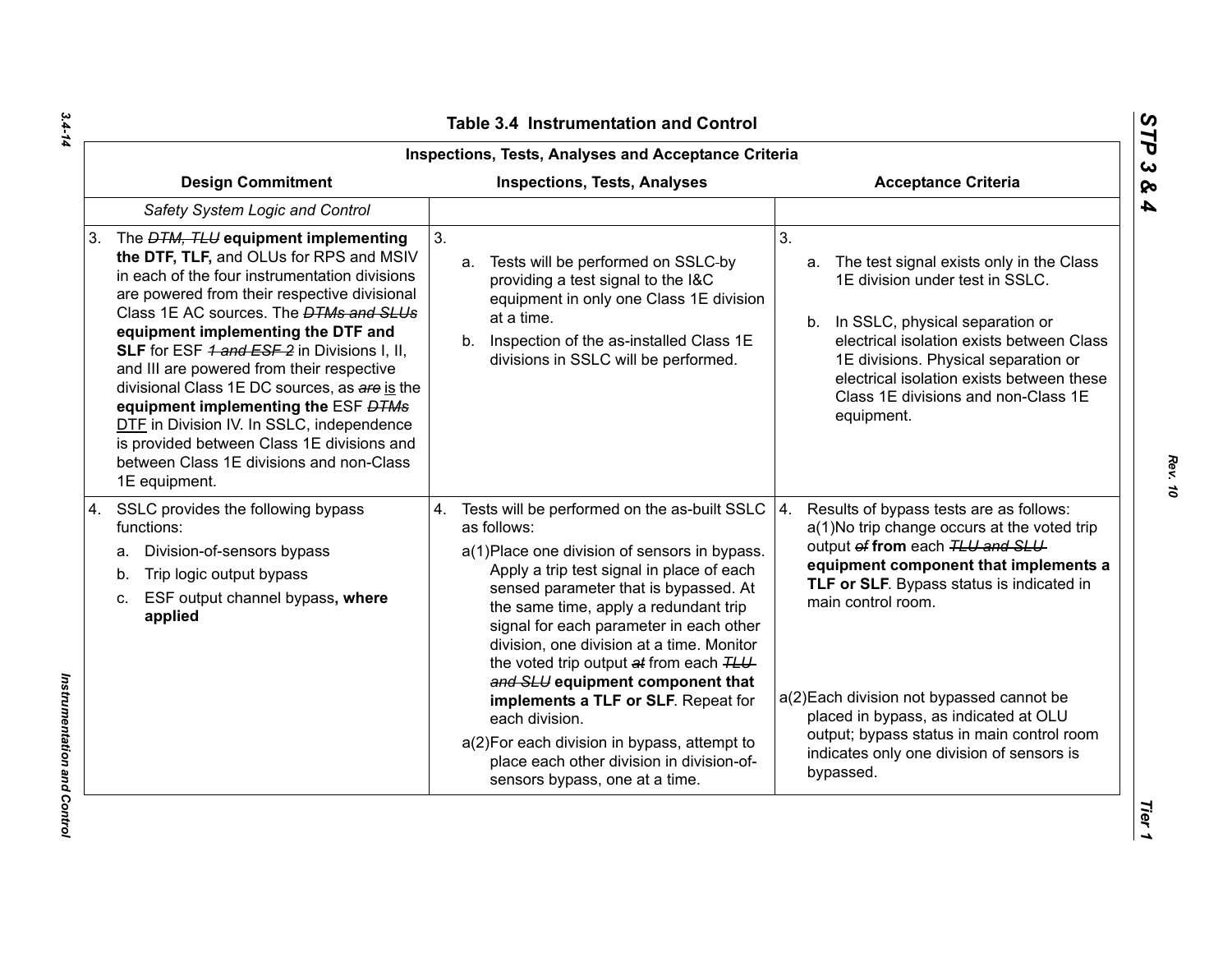## Table 3.4 Instrumentation and Control

| Inspections, Tests, Analyses and Acceptance Criteria | | |
|---|---|---|
| **Design Commitment** | **Inspections, Tests, Analyses** | **Acceptance Criteria** |
| *Safety System Logic and Control* | | |
| 3. The ~~DTM, TLU~~ **equipment implementing the DTF, TLF,** and OLUs for RPS and MSIV in each of the four instrumentation divisions are powered from their respective divisional Class 1E AC sources. The ~~DTMs and SLUs~~ **equipment implementing the DTF and SLF** for ESF ~~1 and ESF 2~~ in Divisions I, II, and III are powered from their respective divisional Class 1E DC sources, as ~~are~~ is the **equipment implementing the** ESF ~~DTMs~~ DTF in Division IV. In SSLC, independence is provided between Class 1E divisions and between Class 1E divisions and non-Class 1E equipment. | 3. a. Tests will be performed on SSLC by providing a test signal to the I&C equipment in only one Class 1E division at a time. b. Inspection of the as-installed Class 1E divisions in SSLC will be performed. | 3. a. The test signal exists only in the Class 1E division under test in SSLC. b. In SSLC, physical separation or electrical isolation exists between Class 1E divisions. Physical separation or electrical isolation exists between these Class 1E divisions and non-Class 1E equipment. |
| 4. SSLC provides the following bypass functions: a. Division-of-sensors bypass b. Trip logic output bypass c. ESF output channel bypass**, where applied** | 4. Tests will be performed on the as-built SSLC as follows: a(1)Place one division of sensors in bypass. Apply a trip test signal in place of each sensed parameter that is bypassed. At the same time, apply a redundant trip signal for each parameter in each other division, one division at a time. Monitor the voted trip output ~~at~~ from each ~~TLU and SLU~~ **equipment component that implements a TLF or SLF**. Repeat for each division. a(2)For each division in bypass, attempt to place each other division in division-of-sensors bypass, one at a time. | 4. Results of bypass tests are as follows: a(1)No trip change occurs at the voted trip output ~~of~~ **from** each ~~TLU and SLU~~ **equipment component that implements a TLF or SLF**. Bypass status is indicated in main control room. a(2)Each division not bypassed cannot be placed in bypass, as indicated at OLU output; bypass status in main control room indicates only one division of sensors is bypassed. |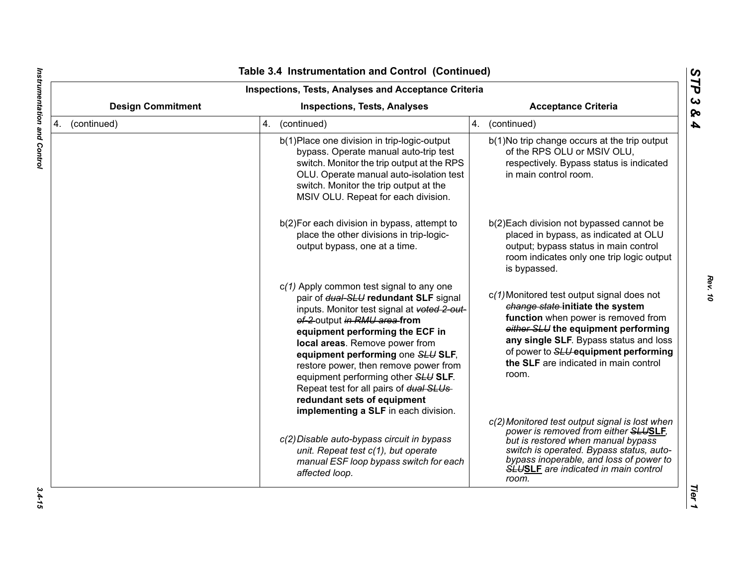## Table 3.4 Instrumentation and Control (Continued)

| Inspections, Tests, Analyses and Acceptance Criteria | | |
|---|---|---|
| **Design Commitment** | **Inspections, Tests, Analyses** | **Acceptance Criteria** |
| 4. (continued) | 4. (continued) | 4. (continued) |
| | b(1)Place one division in trip-logic-output bypass. Operate manual auto-trip test switch. Monitor the trip output at the RPS OLU. Operate manual auto-isolation test switch. Monitor the trip output at the MSIV OLU. Repeat for each division. | b(1)No trip change occurs at the trip output of the RPS OLU or MSIV OLU, respectively. Bypass status is indicated in main control room. |
| | b(2)For each division in bypass, attempt to place the other divisions in trip-logic-output bypass, one at a time. | b(2)Each division not bypassed cannot be placed in bypass, as indicated at OLU output; bypass status in main control room indicates only one trip logic output is bypassed. |
| | c*(1)* Apply common test signal to any one pair of ~~*dual-SLU*~~ **redundant SLF** signal inputs. Monitor test signal at ~~*voted 2-out-of-2*~~ output ~~*in RMU area*~~ **from equipment performing the ECF in local areas**. Remove power from **equipment performing** one ~~*SLU*~~ **SLF**, restore power, then remove power from equipment performing other ~~*SLU*~~ **SLF**. Repeat test for all pairs of ~~*dual SLUs*~~ **redundant sets of equipment implementing a SLF** in each division. | c*(1)* Monitored test output signal does not ~~*change state*~~ **initiate the system function** when power is removed from ~~*either SLU*~~ **the equipment performing any single SLF**. Bypass status and loss of power to ~~*SLU*~~ **equipment performing the SLF** are indicated in main control room. |
| | *c(2) Disable auto-bypass circuit in bypass unit. Repeat test c(1), but operate manual ESF loop bypass switch for each affected loop.* | *c(2) Monitored test output signal is lost when power is removed from either ~~SLU~~**SLF**, but is restored when manual bypass switch is operated. Bypass status, auto-bypass inoperable, and loss of power to ~~SLU~~**SLF** are indicated in main control room.* |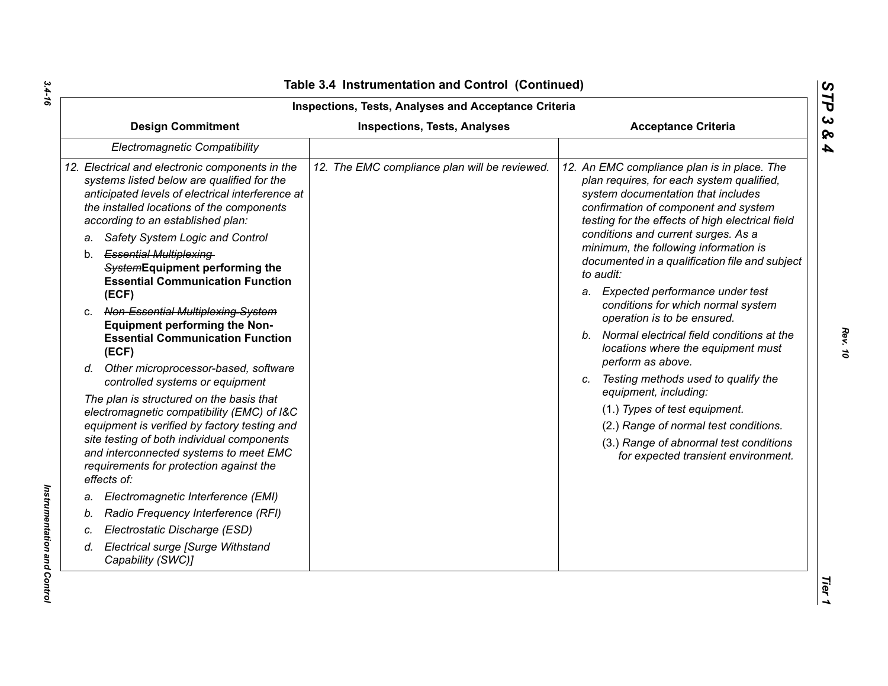## Table 3.4 Instrumentation and Control (Continued)

| Inspections, Tests, Analyses and Acceptance Criteria | | |
|---|---|---|
| **Design Commitment** | **Inspections, Tests, Analyses** | **Acceptance Criteria** |
| *Electromagnetic Compatibility* | | |
| *12. Electrical and electronic components in the systems listed below are qualified for the anticipated levels of electrical interference at the installed locations of the components according to an established plan:*<br>*a. Safety System Logic and Control*<br>b. ~~*Essential Multiplexing System*~~**Equipment performing the Essential Communication Function (ECF)**<br>c. ~~*Non-Essential Multiplexing System*~~ **Equipment performing the Non-Essential Communication Function (ECF)**<br>*d. Other microprocessor-based, software controlled systems or equipment*<br>*The plan is structured on the basis that electromagnetic compatibility (EMC) of I&C equipment is verified by factory testing and site testing of both individual components and interconnected systems to meet EMC requirements for protection against the effects of:*<br>*a. Electromagnetic Interference (EMI)*<br>*b. Radio Frequency Interference (RFI)*<br>*c. Electrostatic Discharge (ESD)*<br>*d. Electrical surge [Surge Withstand Capability (SWC)]* | *12. The EMC compliance plan will be reviewed.* | *12. An EMC compliance plan is in place. The plan requires, for each system qualified, system documentation that includes confirmation of component and system testing for the effects of high electrical field conditions and current surges. As a minimum, the following information is documented in a qualification file and subject to audit:*<br>*a. Expected performance under test conditions for which normal system operation is to be ensured.*<br>*b. Normal electrical field conditions at the locations where the equipment must perform as above.*<br>*c. Testing methods used to qualify the equipment, including:*<br>(1.) *Types of test equipment.*<br>(2.) *Range of normal test conditions.*<br>(3.) *Range of abnormal test conditions for expected transient environment.* |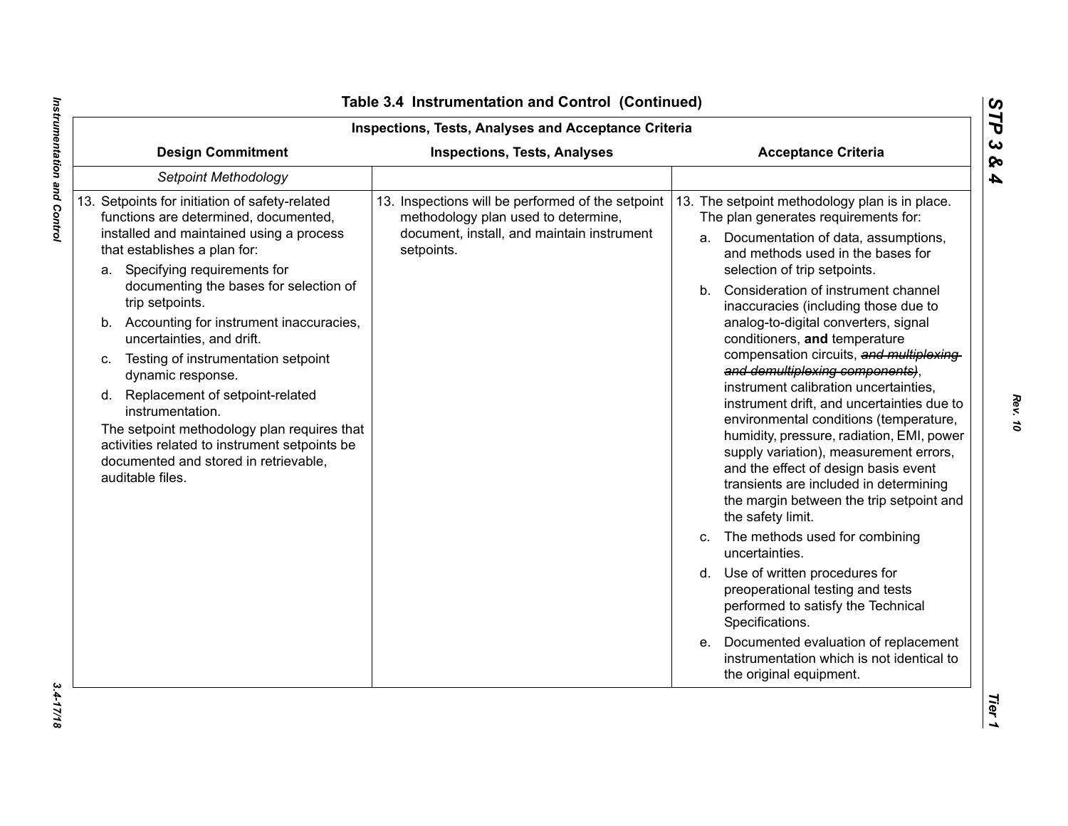## Table 3.4 Instrumentation and Control (Continued)

| Inspections, Tests, Analyses and Acceptance Criteria | | |
|---|---|---|
| **Design Commitment** | **Inspections, Tests, Analyses** | **Acceptance Criteria** |
| *Setpoint Methodology* | | |
| 13. Setpoints for initiation of safety-related functions are determined, documented, installed and maintained using a process that establishes a plan for:<br>a. Specifying requirements for documenting the bases for selection of trip setpoints.<br>b. Accounting for instrument inaccuracies, uncertainties, and drift.<br>c. Testing of instrumentation setpoint dynamic response.<br>d. Replacement of setpoint-related instrumentation.<br>The setpoint methodology plan requires that activities related to instrument setpoints be documented and stored in retrievable, auditable files. | 13. Inspections will be performed of the setpoint methodology plan used to determine, document, install, and maintain instrument setpoints. | 13. The setpoint methodology plan is in place. The plan generates requirements for:<br>a. Documentation of data, assumptions, and methods used in the bases for selection of trip setpoints.<br>b. Consideration of instrument channel inaccuracies (including those due to analog-to-digital converters, signal conditioners, **and** temperature compensation circuits, ~~and multiplexing and demultiplexing components)~~, instrument calibration uncertainties, instrument drift, and uncertainties due to environmental conditions (temperature, humidity, pressure, radiation, EMI, power supply variation), measurement errors, and the effect of design basis event transients are included in determining the margin between the trip setpoint and the safety limit.<br>c. The methods used for combining uncertainties.<br>d. Use of written procedures for preoperational testing and tests performed to satisfy the Technical Specifications.<br>e. Documented evaluation of replacement instrumentation which is not identical to the original equipment. |